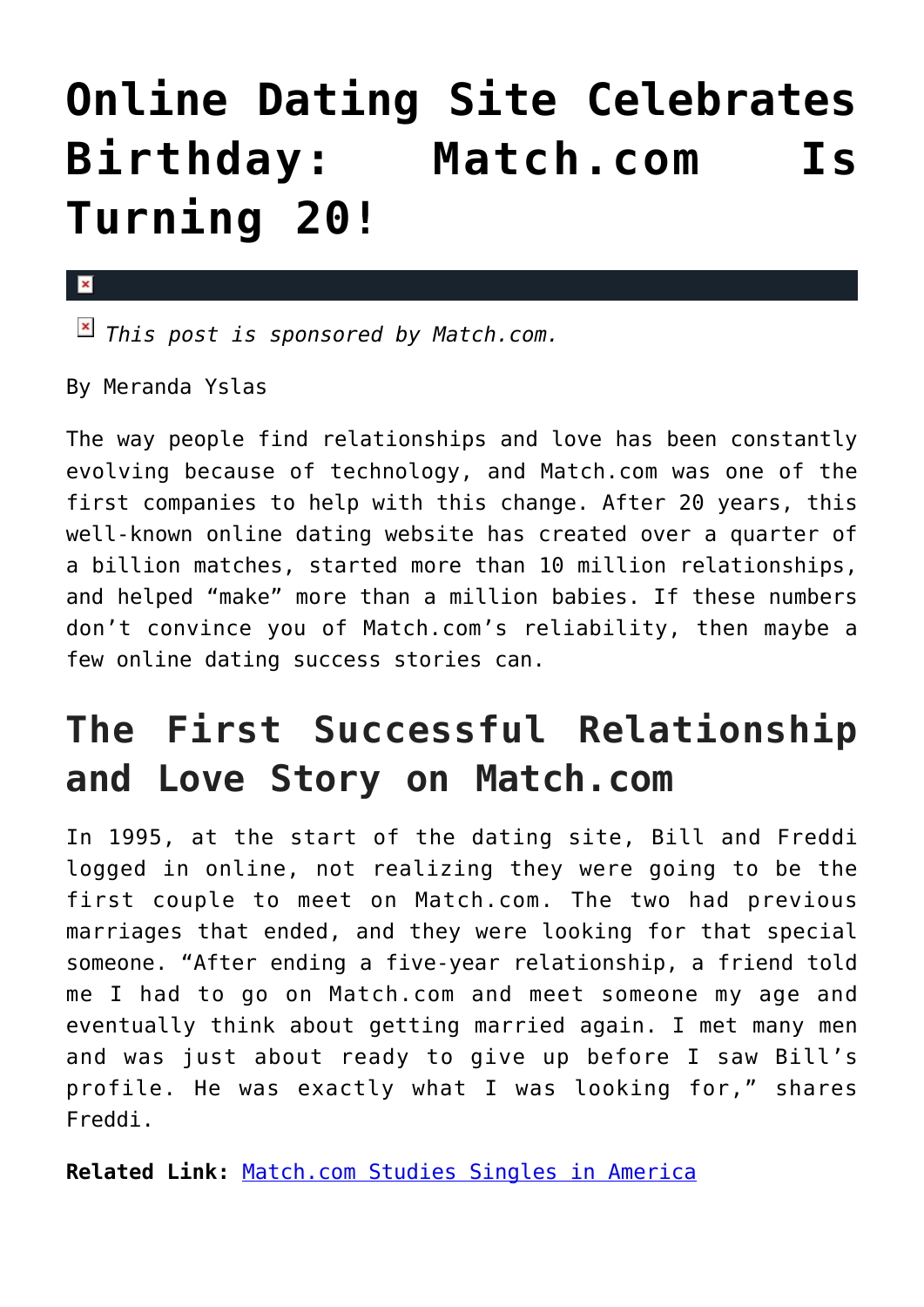# Online Dating Site Celebrates Birthday: Match.com Is Turning 20!

*This post is sponsored by Match.com.*

By Meranda Yslas

The way people find relationships and love has been constantly evolving because of technology, and Match.com was one of the first companies to help with this change. After 20 years, this well-known online dating website has created over a quarter of a billion matches, started more than 10 million relationships, and helped "make" more than a million babies. If these numbers don't convince you of Match.com's reliability, then maybe a few online dating success stories can.

## The First Successful Relationship and Love Story on Match.com

In 1995, at the start of the dating site, Bill and Freddi logged in online, not realizing they were going to be the first couple to meet on Match.com. The two had previous marriages that ended, and they were looking for that special someone. "After ending a five-year relationship, a friend told me I had to go on Match.com and meet someone my age and eventually think about getting married again. I met many men and was just about ready to give up before I saw Bill's profile. He was exactly what I was looking for," shares Freddi.

**Related Link:** Match.com Studies Singles in America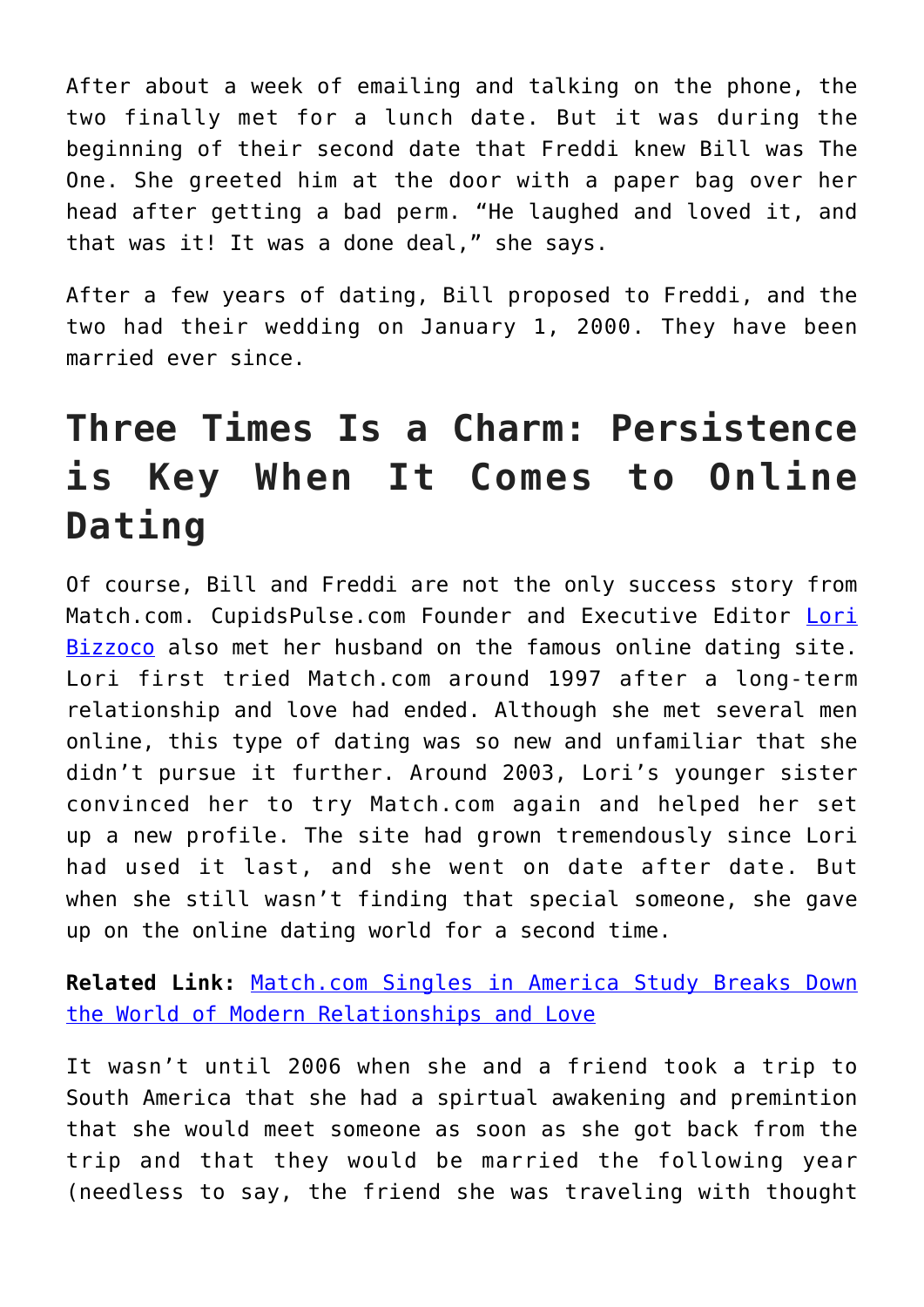After about a week of emailing and talking on the phone, the two finally met for a lunch date. But it was during the beginning of their second date that Freddi knew Bill was The One. She greeted him at the door with a paper bag over her head after getting a bad perm. “He laughed and loved it, and that was it! It was a done deal,” she says.

After a few years of dating, Bill proposed to Freddi, and the two had their wedding on January 1, 2000. They have been married ever since.

## Three Times Is a Charm: Persistence is Key When It Comes to Online Dating

Of course, Bill and Freddi are not the only success story from Match.com. CupidsPulse.com Founder and Executive Editor Lori Bizzoco also met her husband on the famous online dating site. Lori first tried Match.com around 1997 after a long-term relationship and love had ended. Although she met several men online, this type of dating was so new and unfamiliar that she didn’t pursue it further. Around 2003, Lori’s younger sister convinced her to try Match.com again and helped her set up a new profile. The site had grown tremendously since Lori had used it last, and she went on date after date. But when she still wasn’t finding that special someone, she gave up on the online dating world for a second time.

**Related Link:** Match.com Singles in America Study Breaks Down the World of Modern Relationships and Love

It wasn’t until 2006 when she and a friend took a trip to South America that she had a spirtual awakening and premintion that she would meet someone as soon as she got back from the trip and that they would be married the following year (needless to say, the friend she was traveling with thought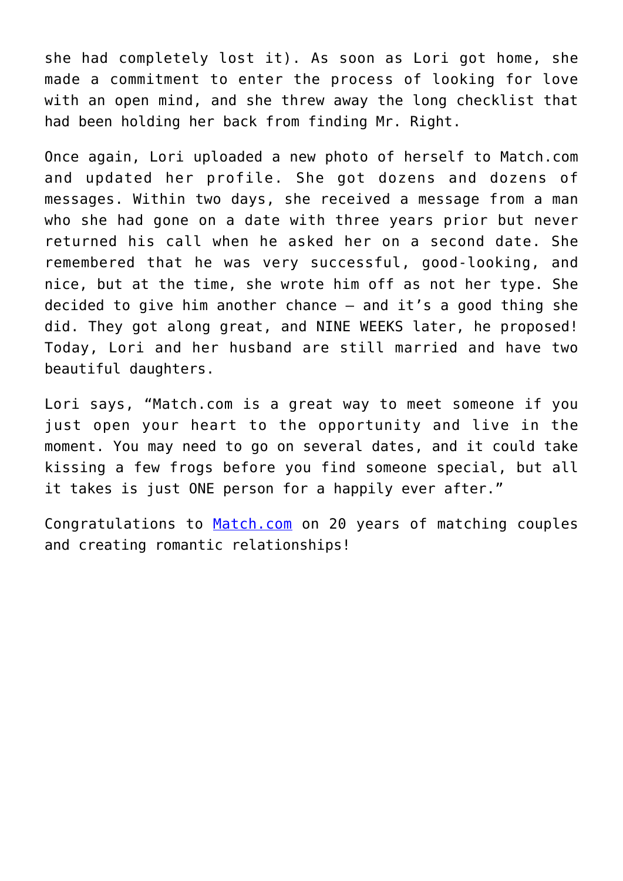she had completely lost it). As soon as Lori got home, she made a commitment to enter the process of looking for love with an open mind, and she threw away the long checklist that had been holding her back from finding Mr. Right.

Once again, Lori uploaded a new photo of herself to Match.com and updated her profile. She got dozens and dozens of messages. Within two days, she received a message from a man who she had gone on a date with three years prior but never returned his call when he asked her on a second date. She remembered that he was very successful, good-looking, and nice, but at the time, she wrote him off as not her type. She decided to give him another chance – and it's a good thing she did. They got along great, and NINE WEEKS later, he proposed! Today, Lori and her husband are still married and have two beautiful daughters.

Lori says, "Match.com is a great way to meet someone if you just open your heart to the opportunity and live in the moment. You may need to go on several dates, and it could take kissing a few frogs before you find someone special, but all it takes is just ONE person for a happily ever after."

Congratulations to [Match.com](Match.com) on 20 years of matching couples and creating romantic relationships!